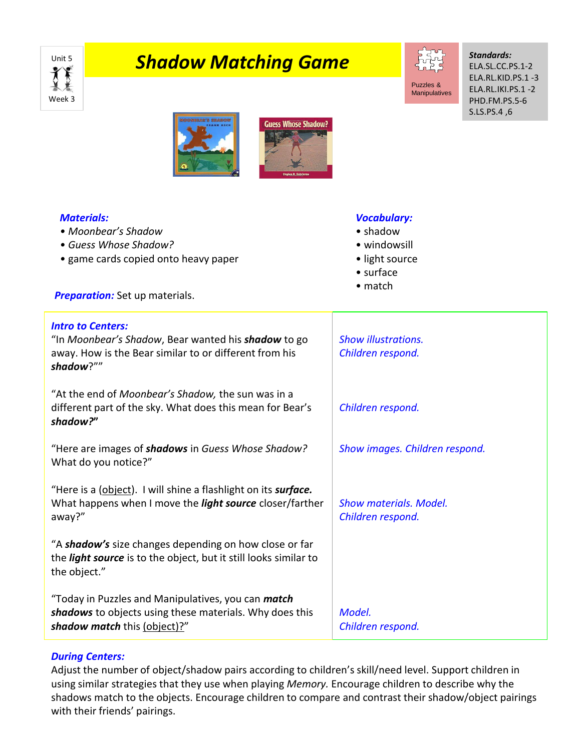Unit 5

Week 3

# Shadow Matching Game

Puzzles & Manipulatives

***Standards:***
ELA.SL.CC.PS.1-2
ELA.RL.KID.PS.1 -3
ELA.RL.IKI.PS.1 -2
PHD.FM.PS.5-6
S.LS.PS.4 ,6

***Materials:***
- *Moonbear's Shadow*
- *Guess Whose Shadow?*
- game cards copied onto heavy paper

***Vocabulary:***
- shadow
- windowsill
- light source
- surface
- match

***Preparation:*** Set up materials.

| ***Intro to Centers:*** | |
|---|---|
| "In *Moonbear's Shadow*, Bear wanted his ***shadow*** to go away. How is the Bear similar to or different from his ***shadow***?"" | *Show illustrations. Children respond.* |
| "At the end of *Moonbear's Shadow,* the sun was in a different part of the sky. What does this mean for Bear's ***shadow?"*** | *Children respond.* |
| "Here are images of ***shadows*** in *Guess Whose Shadow?* What do you notice?" | *Show images. Children respond.* |
| "Here is a (object). I will shine a flashlight on its ***surface.*** What happens when I move the ***light source*** closer/farther away?" | *Show materials. Model. Children respond.* |
| "A ***shadow's*** size changes depending on how close or far the ***light source*** is to the object, but it still looks similar to the object." | |
| "Today in Puzzles and Manipulatives, you can ***match shadows*** to objects using these materials. Why does this ***shadow match*** this (object)?" | *Model. Children respond.* |

***During Centers:***
Adjust the number of object/shadow pairs according to children's skill/need level. Support children in using similar strategies that they use when playing *Memory.* Encourage children to describe why the shadows match to the objects. Encourage children to compare and contrast their shadow/object pairings with their friends' pairings.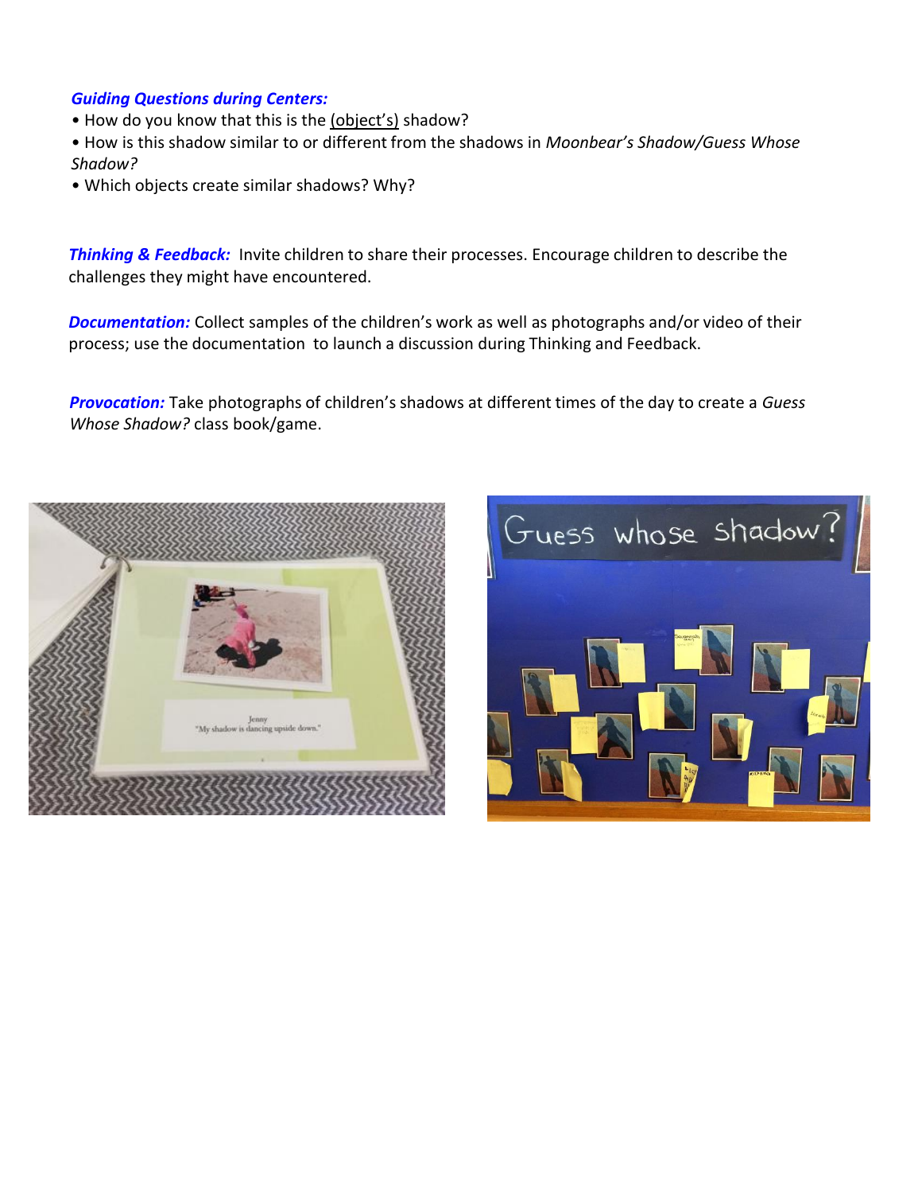***Guiding Questions during Centers:***

- How do you know that this is the (object's) shadow?
- How is this shadow similar to or different from the shadows in *Moonbear's Shadow/Guess Whose Shadow?*
- Which objects create similar shadows? Why?

***Thinking & Feedback:*** Invite children to share their processes. Encourage children to describe the challenges they might have encountered.

***Documentation:*** Collect samples of the children's work as well as photographs and/or video of their process; use the documentation to launch a discussion during Thinking and Feedback.

***Provocation:*** Take photographs of children's shadows at different times of the day to create a *Guess Whose Shadow?* class book/game.